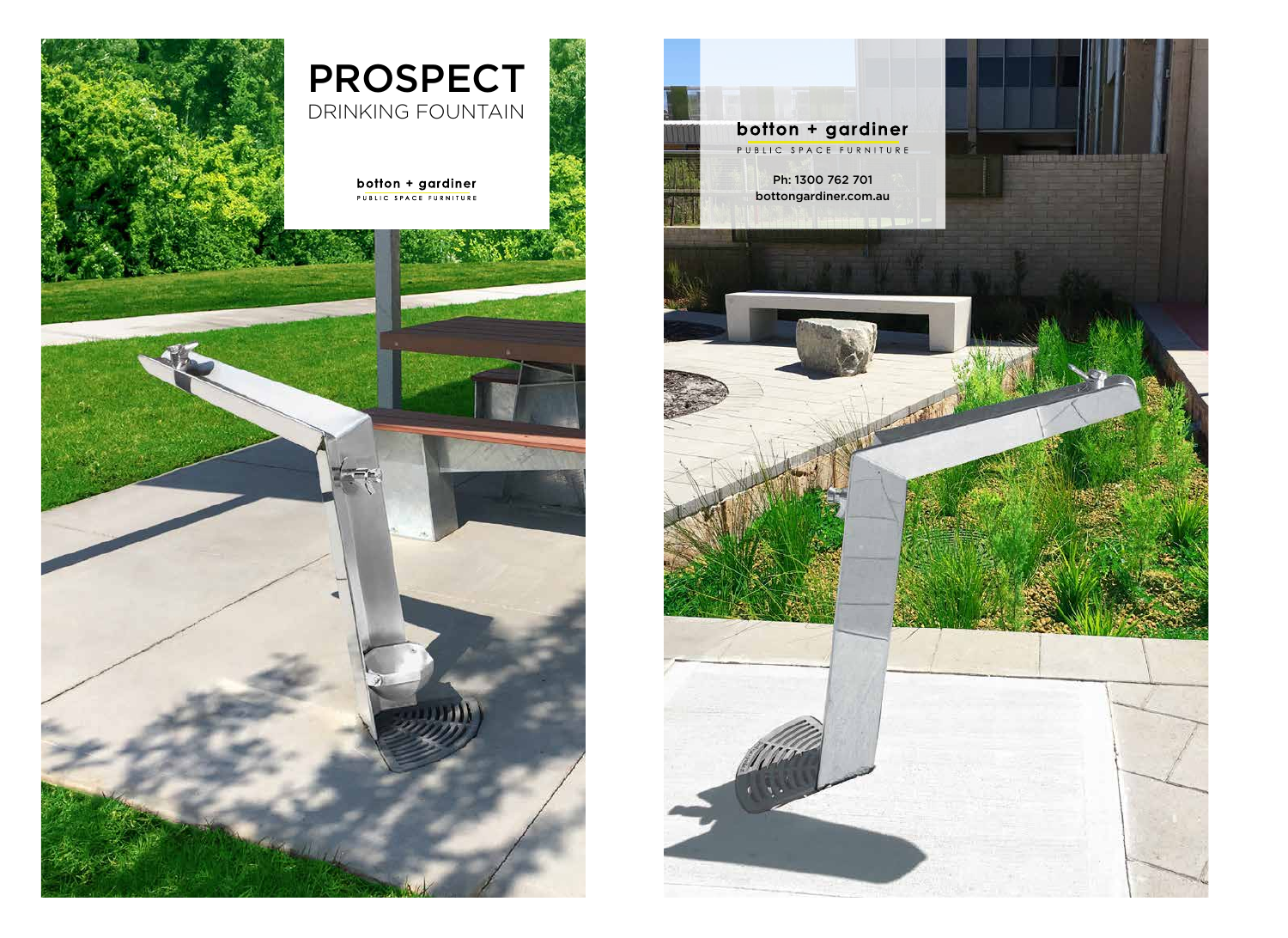# PROSPECT

DRINKING FOUNTAIN

botton + gardiner

PUBLIC SPACE FURNITURE

botton + gardiner

PUBLIC SPACE FURNITURE

Ph: 1300 762 701

bottongardiner.com.au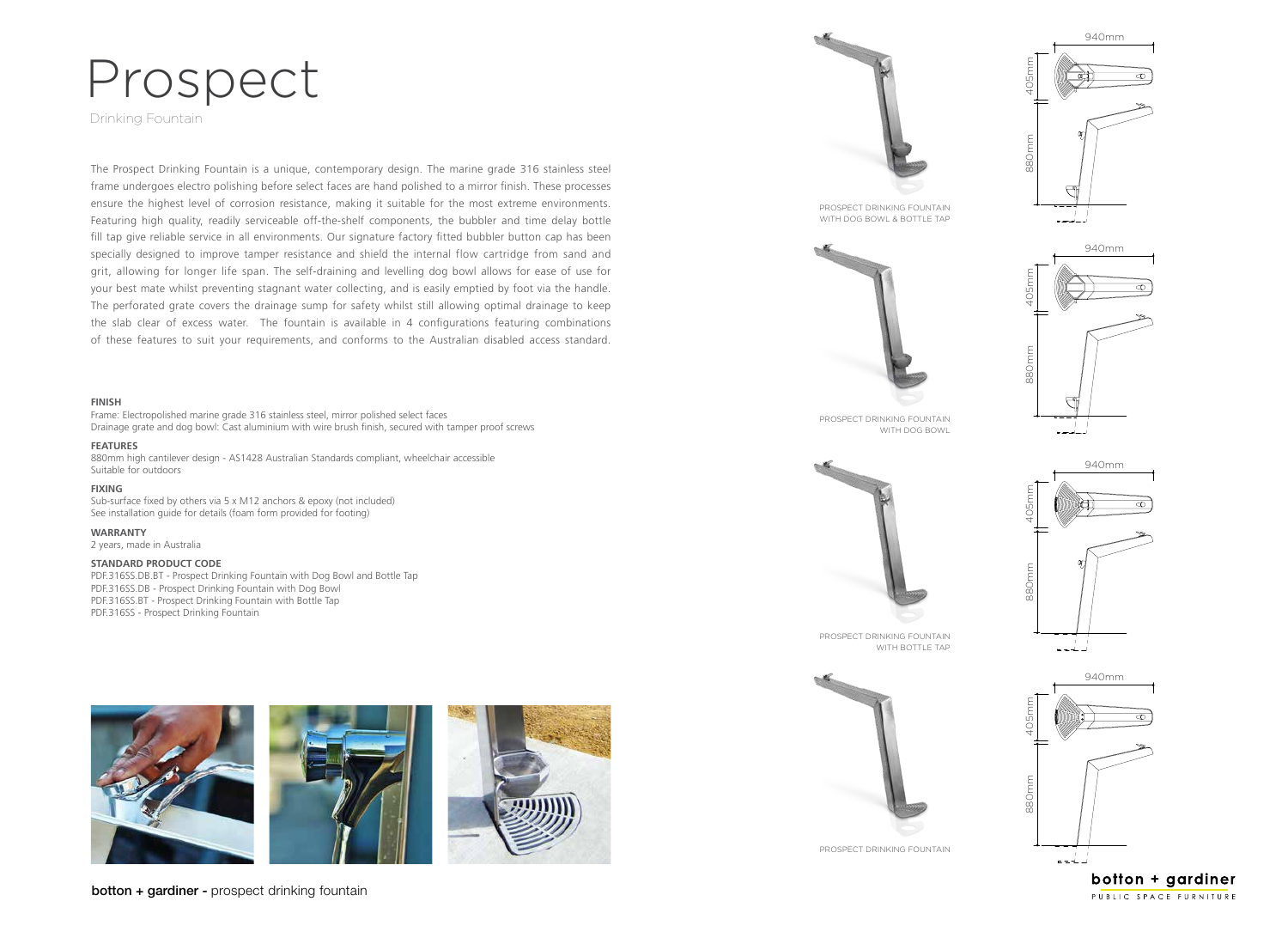# Prospect

Drinking Fountain

The Prospect Drinking Fountain is a unique, contemporary design. The marine grade 316 stainless steel frame undergoes electro polishing before select faces are hand polished to a mirror finish. These processes ensure the highest level of corrosion resistance, making it suitable for the most extreme environments. Featuring high quality, readily serviceable off-the-shelf components, the bubbler and time delay bottle fill tap give reliable service in all environments. Our signature factory fitted bubbler button cap has been specially designed to improve tamper resistance and shield the internal flow cartridge from sand and grit, allowing for longer life span. The self-draining and levelling dog bowl allows for ease of use for your best mate whilst preventing stagnant water collecting, and is easily emptied by foot via the handle. The perforated grate covers the drainage sump for safety whilst still allowing optimal drainage to keep the slab clear of excess water. The fountain is available in 4 configurations featuring combinations of these features to suit your requirements, and conforms to the Australian disabled access standard.

**FINISH**

Frame: Electropolished marine grade 316 stainless steel, mirror polished select faces
Drainage grate and dog bowl: Cast aluminium with wire brush finish, secured with tamper proof screws

**FEATURES**

880mm high cantilever design - AS1428 Australian Standards compliant, wheelchair accessible
Suitable for outdoors

**FIXING**

Sub-surface fixed by others via 5 x M12 anchors & epoxy (not included)
See installation guide for details (foam form provided for footing)

**WARRANTY**

2 years, made in Australia

**STANDARD PRODUCT CODE**

PDF.316SS.DB.BT - Prospect Drinking Fountain with Dog Bowl and Bottle Tap
PDF.316SS.DB - Prospect Drinking Fountain with Dog Bowl
PDF.316SS.BT - Prospect Drinking Fountain with Bottle Tap
PDF.316SS - Prospect Drinking Fountain

PROSPECT DRINKING FOUNTAIN WITH DOG BOWL & BOTTLE TAP

940mm
405mm
880mm

PROSPECT DRINKING FOUNTAIN WITH DOG BOWL

940mm
405mm
880mm

PROSPECT DRINKING FOUNTAIN WITH BOTTLE TAP

940mm
405mm
880mm

PROSPECT DRINKING FOUNTAIN

940mm
405mm
880mm

**botton + gardiner -** prospect drinking fountain

botton + gardiner
PUBLIC SPACE FURNITURE